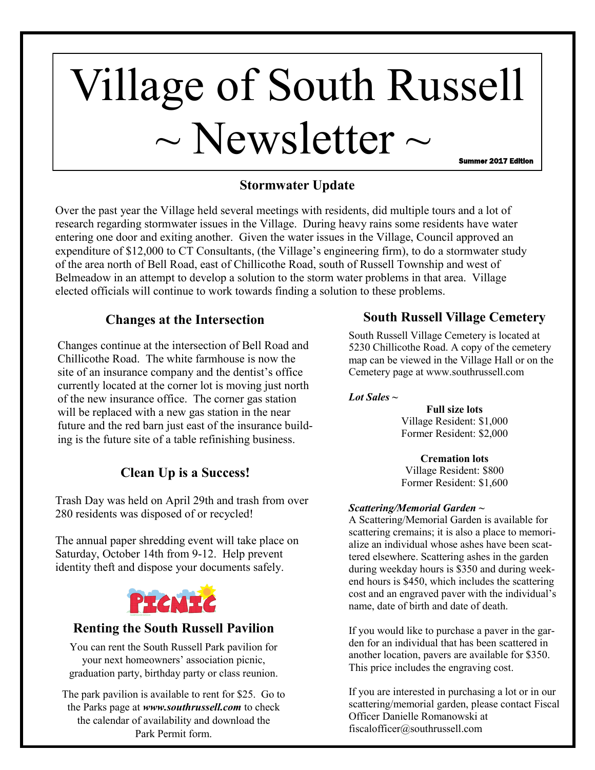# Village of South Russell ~ Newsletter ~

Summer 2017 Edition

## Stormwater Update

Over the past year the Village held several meetings with residents, did multiple tours and a lot of research regarding stormwater issues in the Village. During heavy rains some residents have water entering one door and exiting another. Given the water issues in the Village, Council approved an expenditure of $12,000 to CT Consultants, (the Village's engineering firm), to do a stormwater study of the area north of Bell Road, east of Chillicothe Road, south of Russell Township and west of Belmeadow in an attempt to develop a solution to the storm water problems in that area. Village elected officials will continue to work towards finding a solution to these problems.

## Changes at the Intersection

Changes continue at the intersection of Bell Road and Chillicothe Road. The white farmhouse is now the site of an insurance company and the dentist's office currently located at the corner lot is moving just north of the new insurance office. The corner gas station will be replaced with a new gas station in the near future and the red barn just east of the insurance building is the future site of a table refinishing business.

## Clean Up is a Success!

Trash Day was held on April 29th and trash from over 280 residents was disposed of or recycled!

The annual paper shredding event will take place on Saturday, October 14th from 9-12. Help prevent identity theft and dispose your documents safely.

PICNIC

## Renting the South Russell Pavilion

You can rent the South Russell Park pavilion for your next homeowners' association picnic, graduation party, birthday party or class reunion.

The park pavilion is available to rent for $25. Go to the Parks page at ***www.southrussell.com*** to check the calendar of availability and download the Park Permit form.

## South Russell Village Cemetery

South Russell Village Cemetery is located at 5230 Chillicothe Road. A copy of the cemetery map can be viewed in the Village Hall or on the Cemetery page at www.southrussell.com

***Lot Sales ~***

**Full size lots**
Village Resident: $1,000
Former Resident: $2,000

**Cremation lots**
Village Resident: $800
Former Resident: $1,600

***Scattering/Memorial Garden ~***
A Scattering/Memorial Garden is available for scattering cremains; it is also a place to memorialize an individual whose ashes have been scattered elsewhere. Scattering ashes in the garden during weekday hours is $350 and during weekend hours is $450, which includes the scattering cost and an engraved paver with the individual's name, date of birth and date of death.

If you would like to purchase a paver in the garden for an individual that has been scattered in another location, pavers are available for $350. This price includes the engraving cost.

If you are interested in purchasing a lot or in our scattering/memorial garden, please contact Fiscal Officer Danielle Romanowski at fiscalofficer@southrussell.com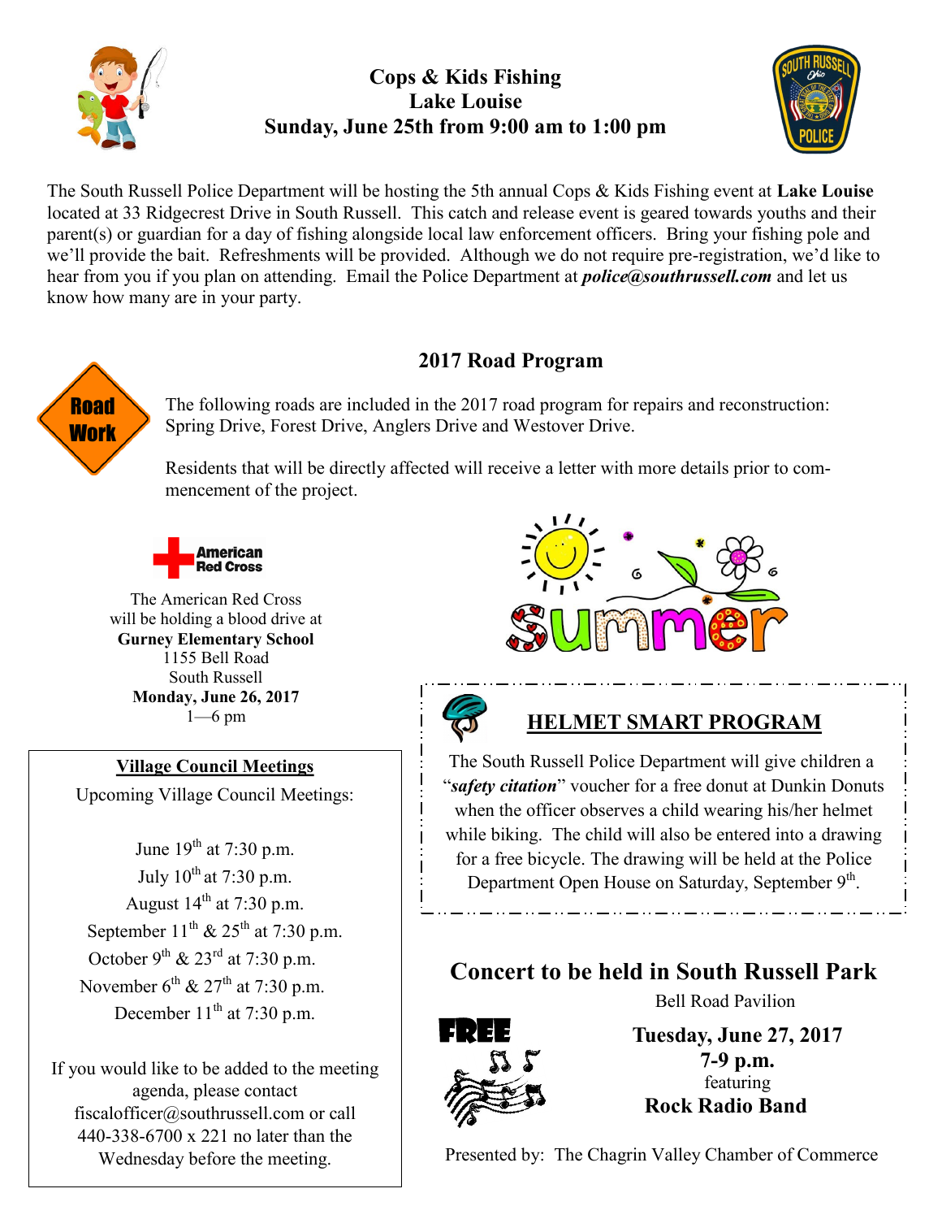# Cops & Kids Fishing
## Lake Louise
## Sunday, June 25th from 9:00 am to 1:00 pm

The South Russell Police Department will be hosting the 5th annual Cops & Kids Fishing event at **Lake Louise** located at 33 Ridgecrest Drive in South Russell. This catch and release event is geared towards youths and their parent(s) or guardian for a day of fishing alongside local law enforcement officers. Bring your fishing pole and we'll provide the bait. Refreshments will be provided. Although we do not require pre-registration, we'd like to hear from you if you plan on attending. Email the Police Department at ***police@southrussell.com*** and let us know how many are in your party.

## 2017 Road Program

The following roads are included in the 2017 road program for repairs and reconstruction: Spring Drive, Forest Drive, Anglers Drive and Westover Drive.

Residents that will be directly affected will receive a letter with more details prior to commencement of the project.

The American Red Cross will be holding a blood drive at
**Gurney Elementary School**
1155 Bell Road
South Russell
**Monday, June 26, 2017**
1—6 pm

## Village Council Meetings

Upcoming Village Council Meetings:

June 19th at 7:30 p.m.
July 10th at 7:30 p.m.
August 14th at 7:30 p.m.
September 11th & 25th at 7:30 p.m.
October 9th & 23rd at 7:30 p.m.
November 6th & 27th at 7:30 p.m.
December 11th at 7:30 p.m.

If you would like to be added to the meeting agenda, please contact fiscalofficer@southrussell.com or call 440-338-6700 x 221 no later than the Wednesday before the meeting.

## HELMET SMART PROGRAM

The South Russell Police Department will give children a "***safety citation***" voucher for a free donut at Dunkin Donuts when the officer observes a child wearing his/her helmet while biking. The child will also be entered into a drawing for a free bicycle. The drawing will be held at the Police Department Open House on Saturday, September 9th.

## Concert to be held in South Russell Park

Bell Road Pavilion

FREE

**Tuesday, June 27, 2017**
**7-9 p.m.**
featuring
**Rock Radio Band**

Presented by: The Chagrin Valley Chamber of Commerce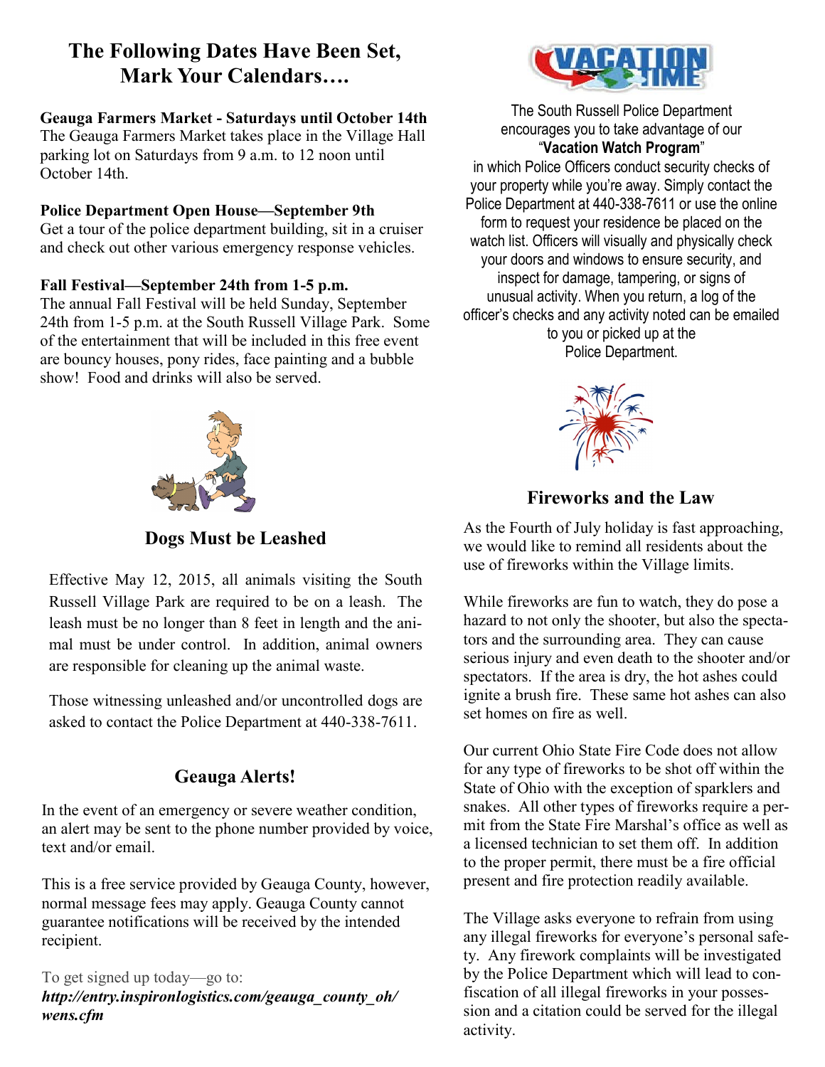## The Following Dates Have Been Set, Mark Your Calendars….

**Geauga Farmers Market - Saturdays until October 14th**
The Geauga Farmers Market takes place in the Village Hall parking lot on Saturdays from 9 a.m. to 12 noon until October 14th.

**Police Department Open House—September 9th**
Get a tour of the police department building, sit in a cruiser and check out other various emergency response vehicles.

**Fall Festival—September 24th from 1-5 p.m.**
The annual Fall Festival will be held Sunday, September 24th from 1-5 p.m. at the South Russell Village Park. Some of the entertainment that will be included in this free event are bouncy houses, pony rides, face painting and a bubble show! Food and drinks will also be served.

### Dogs Must be Leashed

Effective May 12, 2015, all animals visiting the South Russell Village Park are required to be on a leash. The leash must be no longer than 8 feet in length and the animal must be under control. In addition, animal owners are responsible for cleaning up the animal waste.

Those witnessing unleashed and/or uncontrolled dogs are asked to contact the Police Department at 440-338-7611.

### Geauga Alerts!

In the event of an emergency or severe weather condition, an alert may be sent to the phone number provided by voice, text and/or email.

This is a free service provided by Geauga County, however, normal message fees may apply. Geauga County cannot guarantee notifications will be received by the intended recipient.

To get signed up today—go to:
***http://entry.inspironlogistics.com/geauga_county_oh/wens.cfm***

### VACATION TIME

The South Russell Police Department encourages you to take advantage of our "**Vacation Watch Program**" in which Police Officers conduct security checks of your property while you're away. Simply contact the Police Department at 440-338-7611 or use the online form to request your residence be placed on the watch list. Officers will visually and physically check your doors and windows to ensure security, and inspect for damage, tampering, or signs of unusual activity. When you return, a log of the officer's checks and any activity noted can be emailed to you or picked up at the Police Department.

### Fireworks and the Law

As the Fourth of July holiday is fast approaching, we would like to remind all residents about the use of fireworks within the Village limits.

While fireworks are fun to watch, they do pose a hazard to not only the shooter, but also the spectators and the surrounding area. They can cause serious injury and even death to the shooter and/or spectators. If the area is dry, the hot ashes could ignite a brush fire. These same hot ashes can also set homes on fire as well.

Our current Ohio State Fire Code does not allow for any type of fireworks to be shot off within the State of Ohio with the exception of sparklers and snakes. All other types of fireworks require a permit from the State Fire Marshal's office as well as a licensed technician to set them off. In addition to the proper permit, there must be a fire official present and fire protection readily available.

The Village asks everyone to refrain from using any illegal fireworks for everyone's personal safety. Any firework complaints will be investigated by the Police Department which will lead to confiscation of all illegal fireworks in your possession and a citation could be served for the illegal activity.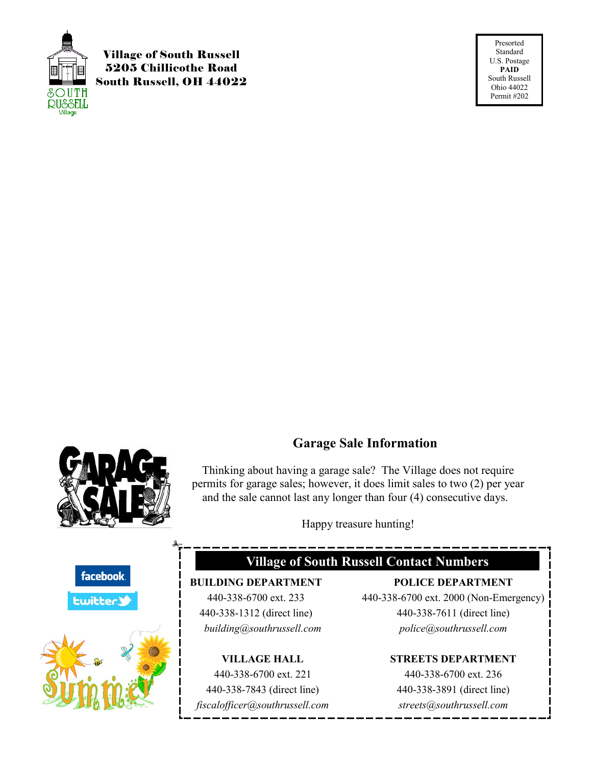**Village of South Russell**
**5205 Chillicothe Road**
**South Russell, OH 44022**

Presorted
Standard
U.S. Postage
**PAID**
South Russell
Ohio 44022
Permit #202

## Garage Sale Information

Thinking about having a garage sale? The Village does not require permits for garage sales; however, it does limit sales to two (2) per year and the sale cannot last any longer than four (4) consecutive days.

Happy treasure hunting!

## Village of South Russell Contact Numbers

**BUILDING DEPARTMENT**
440-338-6700 ext. 233
440-338-1312 (direct line)
*building@southrussell.com*

**POLICE DEPARTMENT**
440-338-6700 ext. 2000 (Non-Emergency)
440-338-7611 (direct line)
*police@southrussell.com*

**VILLAGE HALL**
440-338-6700 ext. 221
440-338-7843 (direct line)
*fiscalofficer@southrussell.com*

**STREETS DEPARTMENT**
440-338-6700 ext. 236
440-338-3891 (direct line)
*streets@southrussell.com*